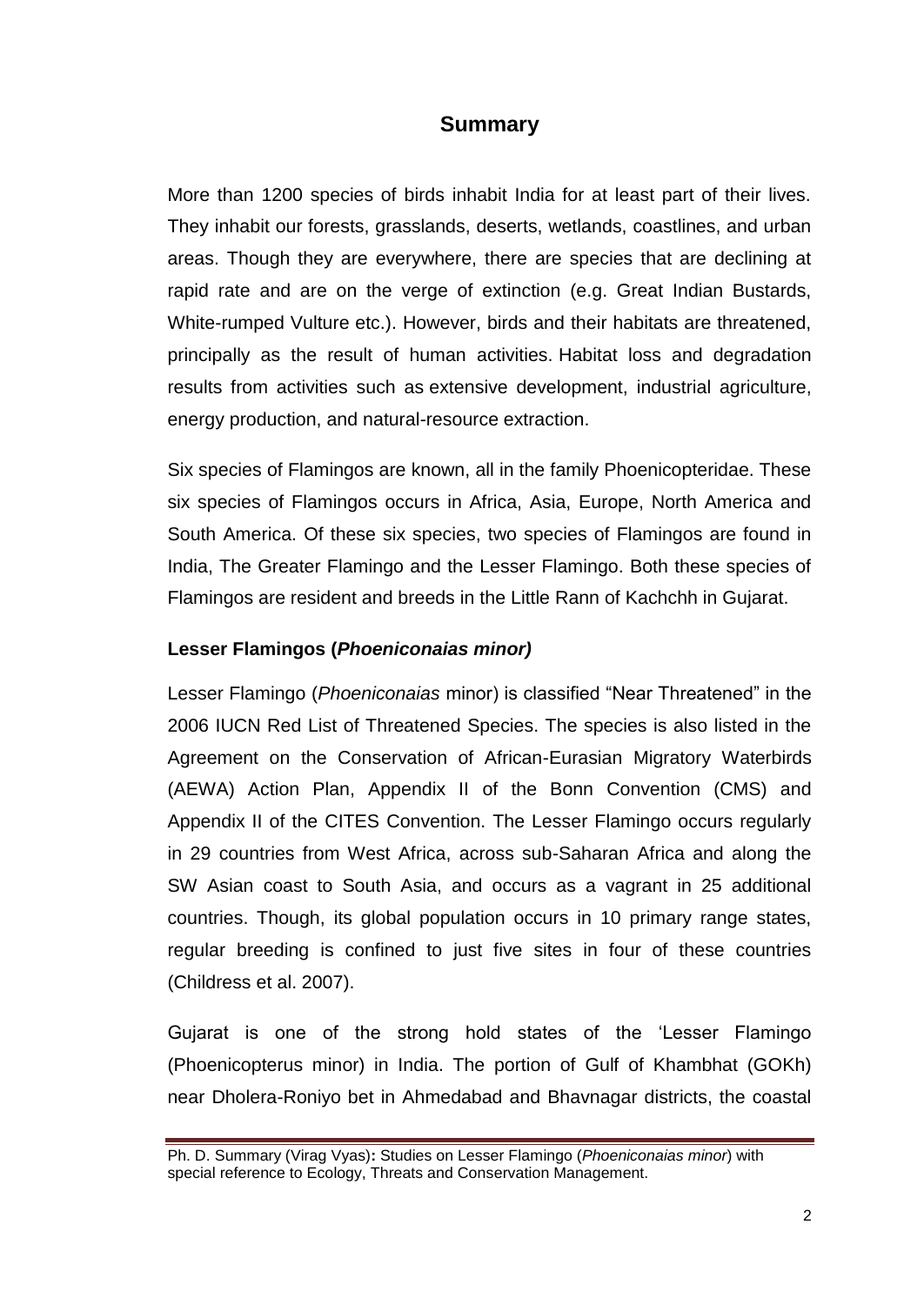## Summary

More than 1200 species of birds inhabit India for at least part of their lives. They inhabit our forests, grasslands, deserts, wetlands, coastlines, and urban areas. Though they are everywhere, there are species that are declining at rapid rate and are on the verge of extinction (e.g. Great Indian Bustards, White-rumped Vulture etc.). However, birds and their habitats are threatened, principally as the result of human activities. Habitat loss and degradation results from activities such as extensive development, industrial agriculture, energy production, and natural-resource extraction.

Six species of Flamingos are known, all in the family Phoenicopteridae. These six species of Flamingos occurs in Africa, Asia, Europe, North America and South America. Of these six species, two species of Flamingos are found in India, The Greater Flamingo and the Lesser Flamingo. Both these species of Flamingos are resident and breeds in the Little Rann of Kachchh in Gujarat.

### Lesser Flamingos (*Phoeniconaias minor)*

Lesser Flamingo (*Phoeniconaias* minor) is classified "Near Threatened" in the 2006 IUCN Red List of Threatened Species. The species is also listed in the Agreement on the Conservation of African-Eurasian Migratory Waterbirds (AEWA) Action Plan, Appendix II of the Bonn Convention (CMS) and Appendix II of the CITES Convention. The Lesser Flamingo occurs regularly in 29 countries from West Africa, across sub-Saharan Africa and along the SW Asian coast to South Asia, and occurs as a vagrant in 25 additional countries. Though, its global population occurs in 10 primary range states, regular breeding is confined to just five sites in four of these countries (Childress et al. 2007).

Gujarat is one of the strong hold states of the 'Lesser Flamingo (Phoenicopterus minor) in India. The portion of Gulf of Khambhat (GOKh) near Dholera-Roniyo bet in Ahmedabad and Bhavnagar districts, the coastal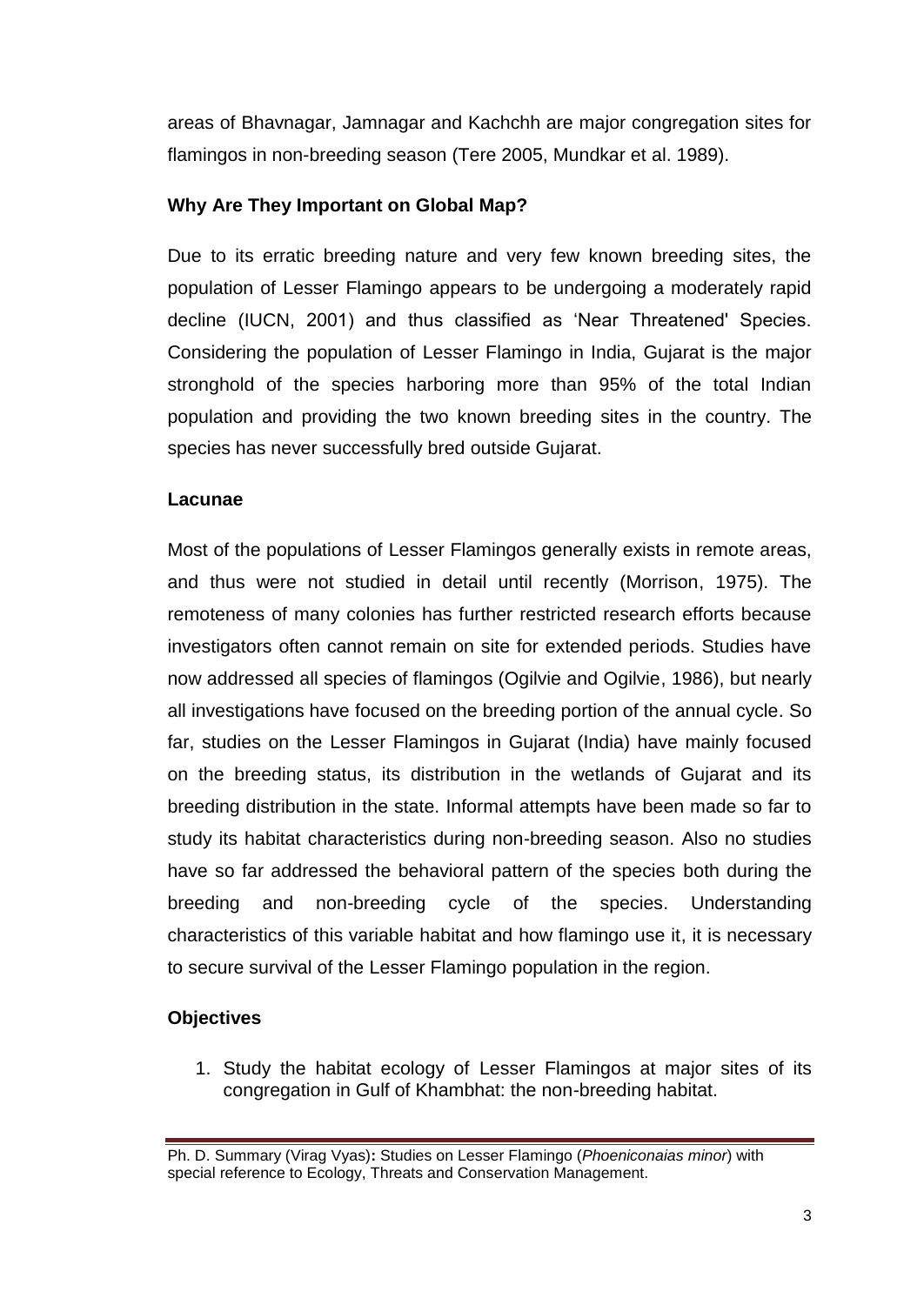areas of Bhavnagar, Jamnagar and Kachchh are major congregation sites for flamingos in non-breeding season (Tere 2005, Mundkar et al. 1989).

**Why Are They Important on Global Map?**

Due to its erratic breeding nature and very few known breeding sites, the population of Lesser Flamingo appears to be undergoing a moderately rapid decline (IUCN, 2001) and thus classified as 'Near Threatened' Species. Considering the population of Lesser Flamingo in India, Gujarat is the major stronghold of the species harboring more than 95% of the total Indian population and providing the two known breeding sites in the country. The species has never successfully bred outside Gujarat.

**Lacunae**

Most of the populations of Lesser Flamingos generally exists in remote areas, and thus were not studied in detail until recently (Morrison, 1975). The remoteness of many colonies has further restricted research efforts because investigators often cannot remain on site for extended periods. Studies have now addressed all species of flamingos (Ogilvie and Ogilvie, 1986), but nearly all investigations have focused on the breeding portion of the annual cycle. So far, studies on the Lesser Flamingos in Gujarat (India) have mainly focused on the breeding status, its distribution in the wetlands of Gujarat and its breeding distribution in the state. Informal attempts have been made so far to study its habitat characteristics during non-breeding season. Also no studies have so far addressed the behavioral pattern of the species both during the breeding and non-breeding cycle of the species. Understanding characteristics of this variable habitat and how flamingo use it, it is necessary to secure survival of the Lesser Flamingo population in the region.

**Objectives**

1. Study the habitat ecology of Lesser Flamingos at major sites of its congregation in Gulf of Khambhat: the non-breeding habitat.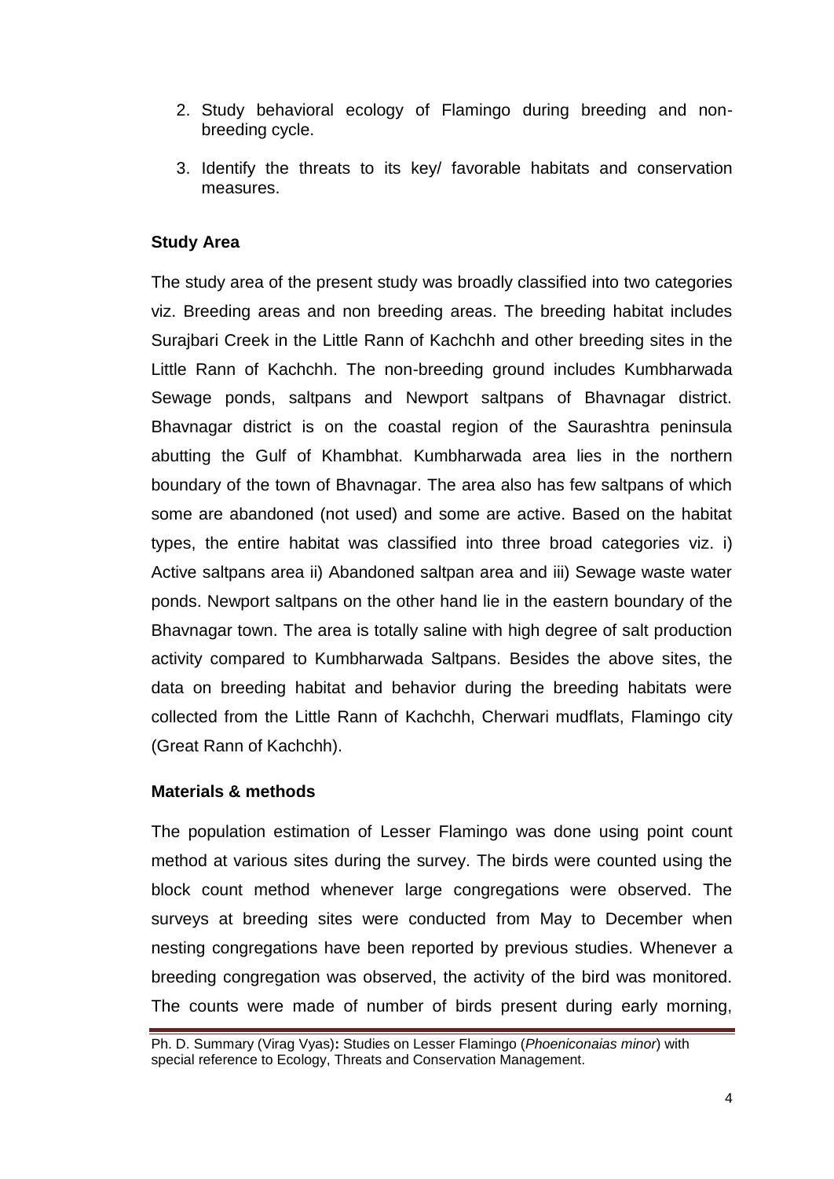2. Study behavioral ecology of Flamingo during breeding and non-breeding cycle.
3. Identify the threats to its key/ favorable habitats and conservation measures.

**Study Area**

The study area of the present study was broadly classified into two categories viz. Breeding areas and non breeding areas. The breeding habitat includes Surajbari Creek in the Little Rann of Kachchh and other breeding sites in the Little Rann of Kachchh. The non-breeding ground includes Kumbharwada Sewage ponds, saltpans and Newport saltpans of Bhavnagar district. Bhavnagar district is on the coastal region of the Saurashtra peninsula abutting the Gulf of Khambhat. Kumbharwada area lies in the northern boundary of the town of Bhavnagar. The area also has few saltpans of which some are abandoned (not used) and some are active. Based on the habitat types, the entire habitat was classified into three broad categories viz. i) Active saltpans area ii) Abandoned saltpan area and iii) Sewage waste water ponds. Newport saltpans on the other hand lie in the eastern boundary of the Bhavnagar town. The area is totally saline with high degree of salt production activity compared to Kumbharwada Saltpans. Besides the above sites, the data on breeding habitat and behavior during the breeding habitats were collected from the Little Rann of Kachchh, Cherwari mudflats, Flamingo city (Great Rann of Kachchh).

**Materials & methods**

The population estimation of Lesser Flamingo was done using point count method at various sites during the survey. The birds were counted using the block count method whenever large congregations were observed. The surveys at breeding sites were conducted from May to December when nesting congregations have been reported by previous studies. Whenever a breeding congregation was observed, the activity of the bird was monitored. The counts were made of number of birds present during early morning,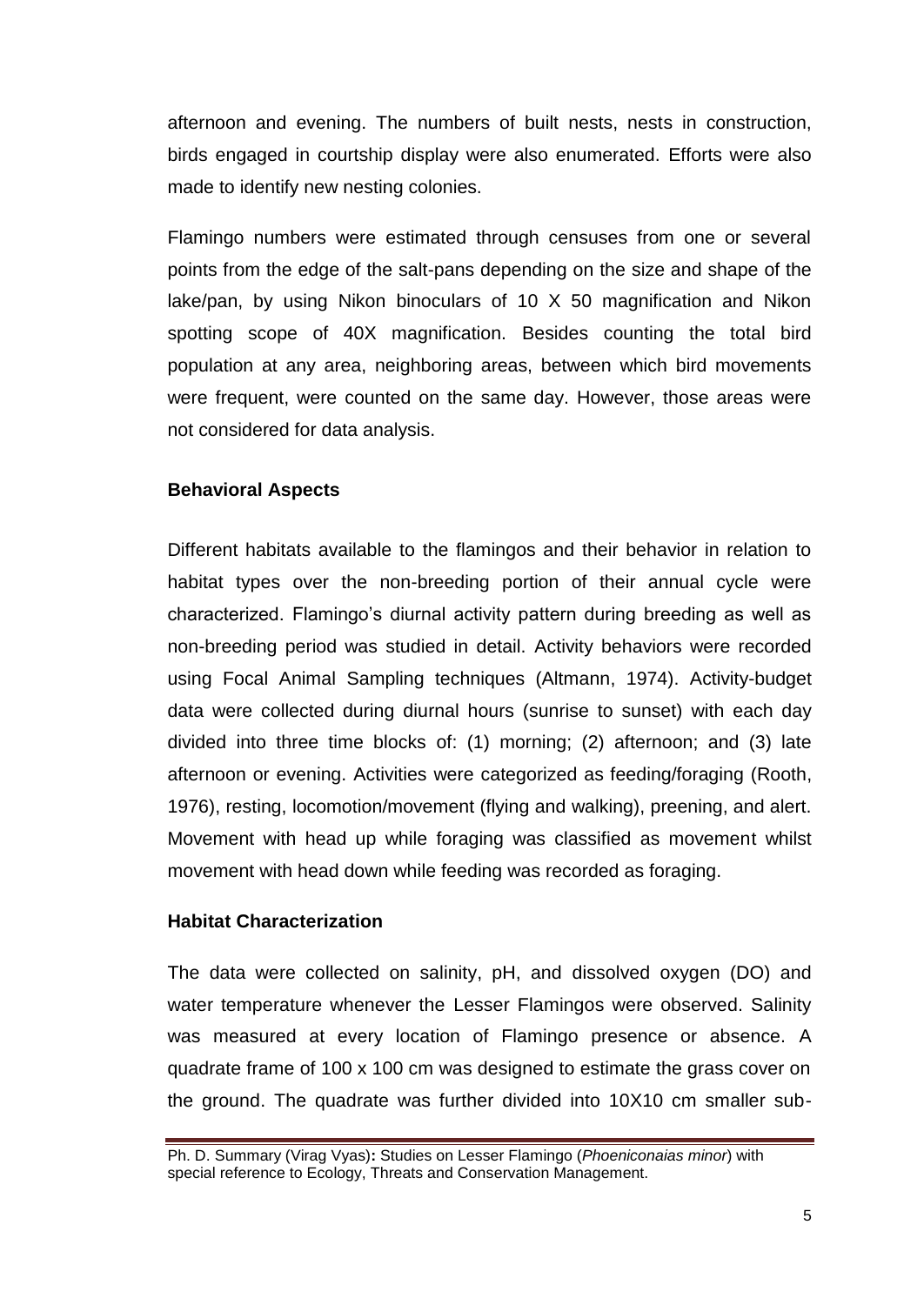afternoon and evening. The numbers of built nests, nests in construction, birds engaged in courtship display were also enumerated. Efforts were also made to identify new nesting colonies.

Flamingo numbers were estimated through censuses from one or several points from the edge of the salt-pans depending on the size and shape of the lake/pan, by using Nikon binoculars of 10 X 50 magnification and Nikon spotting scope of 40X magnification. Besides counting the total bird population at any area, neighboring areas, between which bird movements were frequent, were counted on the same day. However, those areas were not considered for data analysis.

### Behavioral Aspects

Different habitats available to the flamingos and their behavior in relation to habitat types over the non-breeding portion of their annual cycle were characterized. Flamingo's diurnal activity pattern during breeding as well as non-breeding period was studied in detail. Activity behaviors were recorded using Focal Animal Sampling techniques (Altmann, 1974). Activity-budget data were collected during diurnal hours (sunrise to sunset) with each day divided into three time blocks of: (1) morning; (2) afternoon; and (3) late afternoon or evening. Activities were categorized as feeding/foraging (Rooth, 1976), resting, locomotion/movement (flying and walking), preening, and alert. Movement with head up while foraging was classified as movement whilst movement with head down while feeding was recorded as foraging.

### Habitat Characterization

The data were collected on salinity, pH, and dissolved oxygen (DO) and water temperature whenever the Lesser Flamingos were observed. Salinity was measured at every location of Flamingo presence or absence. A quadrate frame of 100 x 100 cm was designed to estimate the grass cover on the ground. The quadrate was further divided into 10X10 cm smaller sub-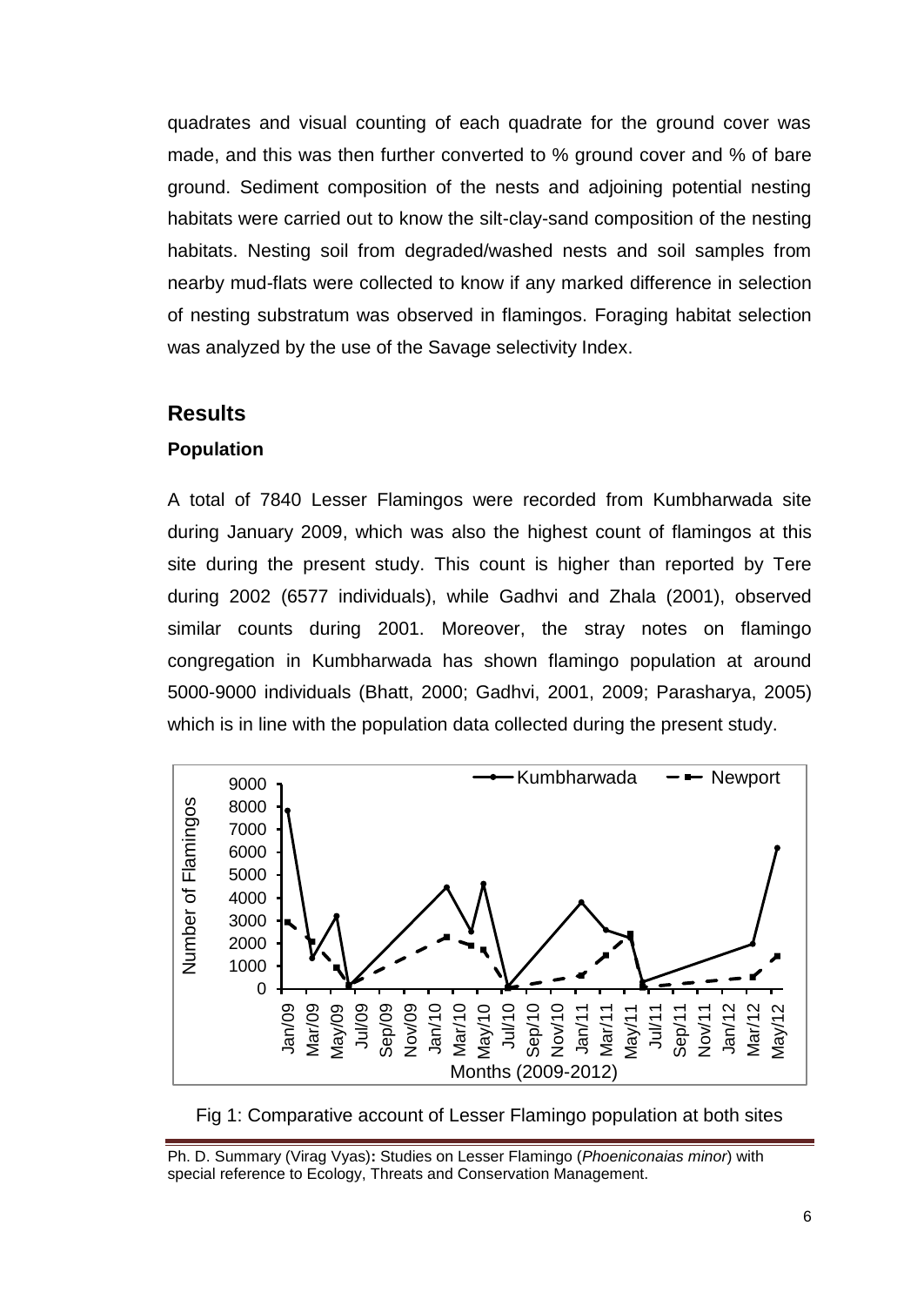quadrates and visual counting of each quadrate for the ground cover was made, and this was then further converted to % ground cover and % of bare ground. Sediment composition of the nests and adjoining potential nesting habitats were carried out to know the silt-clay-sand composition of the nesting habitats. Nesting soil from degraded/washed nests and soil samples from nearby mud-flats were collected to know if any marked difference in selection of nesting substratum was observed in flamingos. Foraging habitat selection was analyzed by the use of the Savage selectivity Index.

## Results

### Population

A total of 7840 Lesser Flamingos were recorded from Kumbharwada site during January 2009, which was also the highest count of flamingos at this site during the present study. This count is higher than reported by Tere during 2002 (6577 individuals), while Gadhvi and Zhala (2001), observed similar counts during 2001. Moreover, the stray notes on flamingo congregation in Kumbharwada has shown flamingo population at around 5000-9000 individuals (Bhatt, 2000; Gadhvi, 2001, 2009; Parasharya, 2005) which is in line with the population data collected during the present study.

Fig 1: Comparative account of Lesser Flamingo population at both sites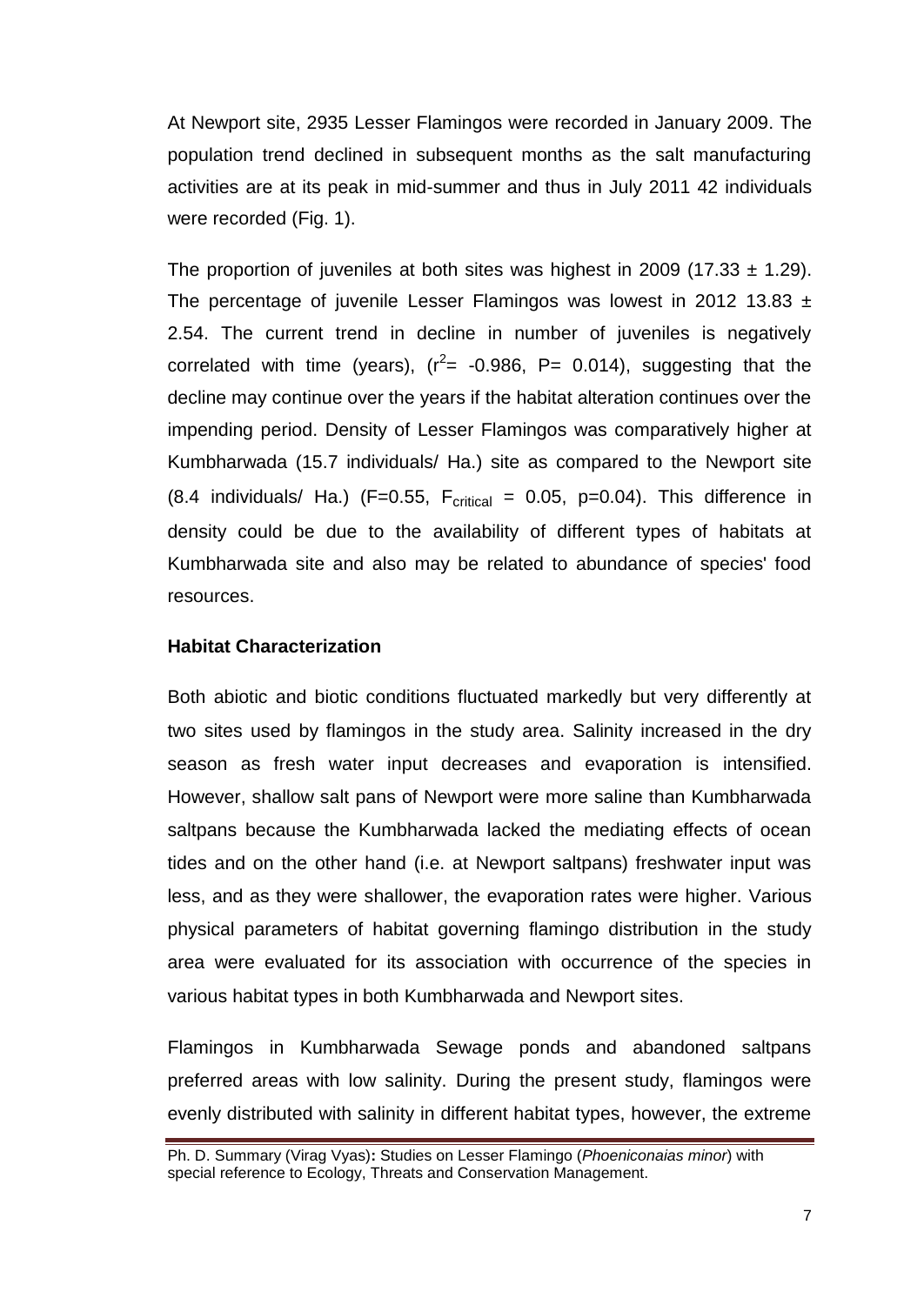At Newport site, 2935 Lesser Flamingos were recorded in January 2009. The population trend declined in subsequent months as the salt manufacturing activities are at its peak in mid-summer and thus in July 2011 42 individuals were recorded (Fig. 1).

The proportion of juveniles at both sites was highest in 2009 (17.33 ± 1.29). The percentage of juvenile Lesser Flamingos was lowest in 2012 13.83 ± 2.54. The current trend in decline in number of juveniles is negatively correlated with time (years), ($r^2$= -0.986, P= 0.014), suggesting that the decline may continue over the years if the habitat alteration continues over the impending period. Density of Lesser Flamingos was comparatively higher at Kumbharwada (15.7 individuals/ Ha.) site as compared to the Newport site (8.4 individuals/ Ha.) (F=0.55, $F_{critical}$ = 0.05, p=0.04). This difference in density could be due to the availability of different types of habitats at Kumbharwada site and also may be related to abundance of species' food resources.

**Habitat Characterization**

Both abiotic and biotic conditions fluctuated markedly but very differently at two sites used by flamingos in the study area. Salinity increased in the dry season as fresh water input decreases and evaporation is intensified. However, shallow salt pans of Newport were more saline than Kumbharwada saltpans because the Kumbharwada lacked the mediating effects of ocean tides and on the other hand (i.e. at Newport saltpans) freshwater input was less, and as they were shallower, the evaporation rates were higher. Various physical parameters of habitat governing flamingo distribution in the study area were evaluated for its association with occurrence of the species in various habitat types in both Kumbharwada and Newport sites.

Flamingos in Kumbharwada Sewage ponds and abandoned saltpans preferred areas with low salinity. During the present study, flamingos were evenly distributed with salinity in different habitat types, however, the extreme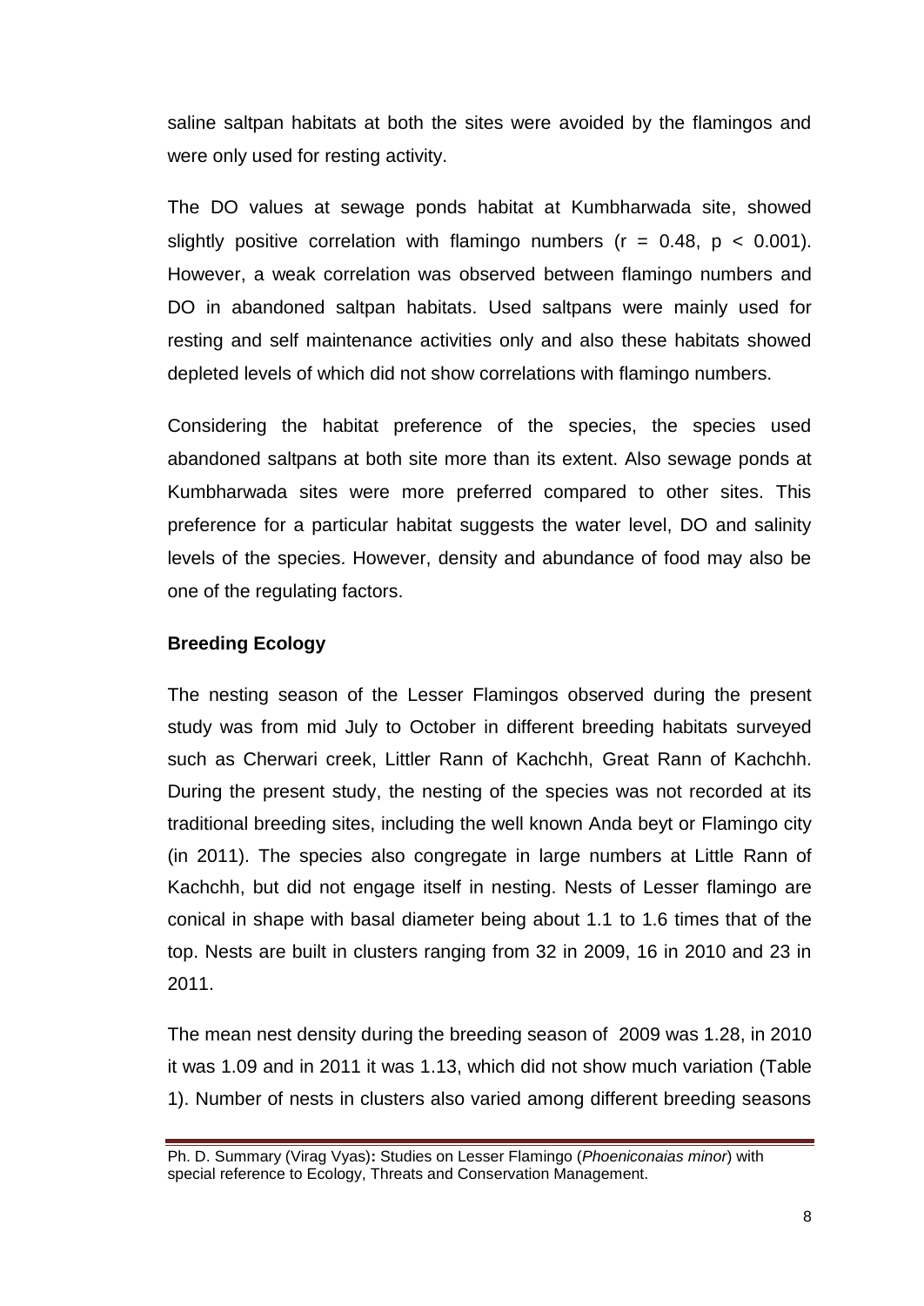saline saltpan habitats at both the sites were avoided by the flamingos and were only used for resting activity.

The DO values at sewage ponds habitat at Kumbharwada site, showed slightly positive correlation with flamingo numbers ($r = 0.48$, $p < 0.001$). However, a weak correlation was observed between flamingo numbers and DO in abandoned saltpan habitats. Used saltpans were mainly used for resting and self maintenance activities only and also these habitats showed depleted levels of which did not show correlations with flamingo numbers.

Considering the habitat preference of the species, the species used abandoned saltpans at both site more than its extent. Also sewage ponds at Kumbharwada sites were more preferred compared to other sites. This preference for a particular habitat suggests the water level, DO and salinity levels of the species. However, density and abundance of food may also be one of the regulating factors.

**Breeding Ecology**

The nesting season of the Lesser Flamingos observed during the present study was from mid July to October in different breeding habitats surveyed such as Cherwari creek, Littler Rann of Kachchh, Great Rann of Kachchh. During the present study, the nesting of the species was not recorded at its traditional breeding sites, including the well known Anda beyt or Flamingo city (in 2011). The species also congregate in large numbers at Little Rann of Kachchh, but did not engage itself in nesting. Nests of Lesser flamingo are conical in shape with basal diameter being about 1.1 to 1.6 times that of the top. Nests are built in clusters ranging from 32 in 2009, 16 in 2010 and 23 in 2011.

The mean nest density during the breeding season of 2009 was 1.28, in 2010 it was 1.09 and in 2011 it was 1.13, which did not show much variation (Table 1). Number of nests in clusters also varied among different breeding seasons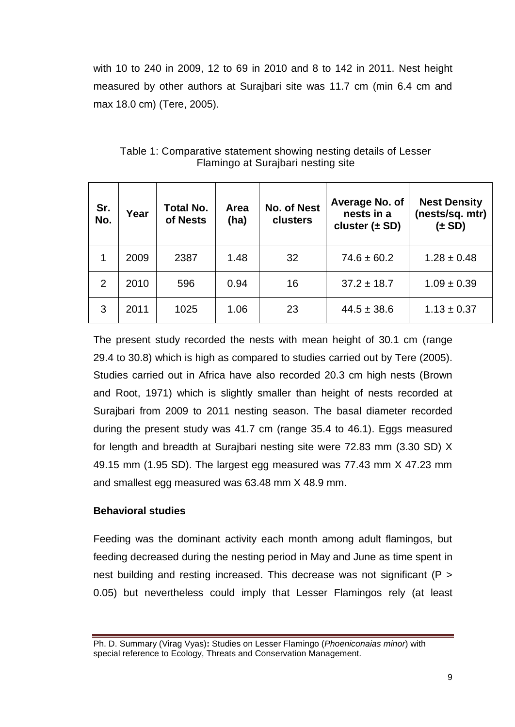with 10 to 240 in 2009, 12 to 69 in 2010 and 8 to 142 in 2011. Nest height measured by other authors at Surajbari site was 11.7 cm (min 6.4 cm and max 18.0 cm) (Tere, 2005).

Table 1: Comparative statement showing nesting details of Lesser Flamingo at Surajbari nesting site

| Sr. No. | Year | Total No. of Nests | Area (ha) | No. of Nest clusters | Average No. of nests in a cluster (± SD) | Nest Density (nests/sq. mtr) (± SD) |
|---|---|---|---|---|---|---|
| 1 | 2009 | 2387 | 1.48 | 32 | 74.6 ± 60.2 | 1.28 ± 0.48 |
| 2 | 2010 | 596 | 0.94 | 16 | 37.2 ± 18.7 | 1.09 ± 0.39 |
| 3 | 2011 | 1025 | 1.06 | 23 | 44.5 ± 38.6 | 1.13 ± 0.37 |

The present study recorded the nests with mean height of 30.1 cm (range 29.4 to 30.8) which is high as compared to studies carried out by Tere (2005). Studies carried out in Africa have also recorded 20.3 cm high nests (Brown and Root, 1971) which is slightly smaller than height of nests recorded at Surajbari from 2009 to 2011 nesting season. The basal diameter recorded during the present study was 41.7 cm (range 35.4 to 46.1). Eggs measured for length and breadth at Surajbari nesting site were 72.83 mm (3.30 SD) X 49.15 mm (1.95 SD). The largest egg measured was 77.43 mm X 47.23 mm and smallest egg measured was 63.48 mm X 48.9 mm.

**Behavioral studies**

Feeding was the dominant activity each month among adult flamingos, but feeding decreased during the nesting period in May and June as time spent in nest building and resting increased. This decrease was not significant ($P > 0.05$) but nevertheless could imply that Lesser Flamingos rely (at least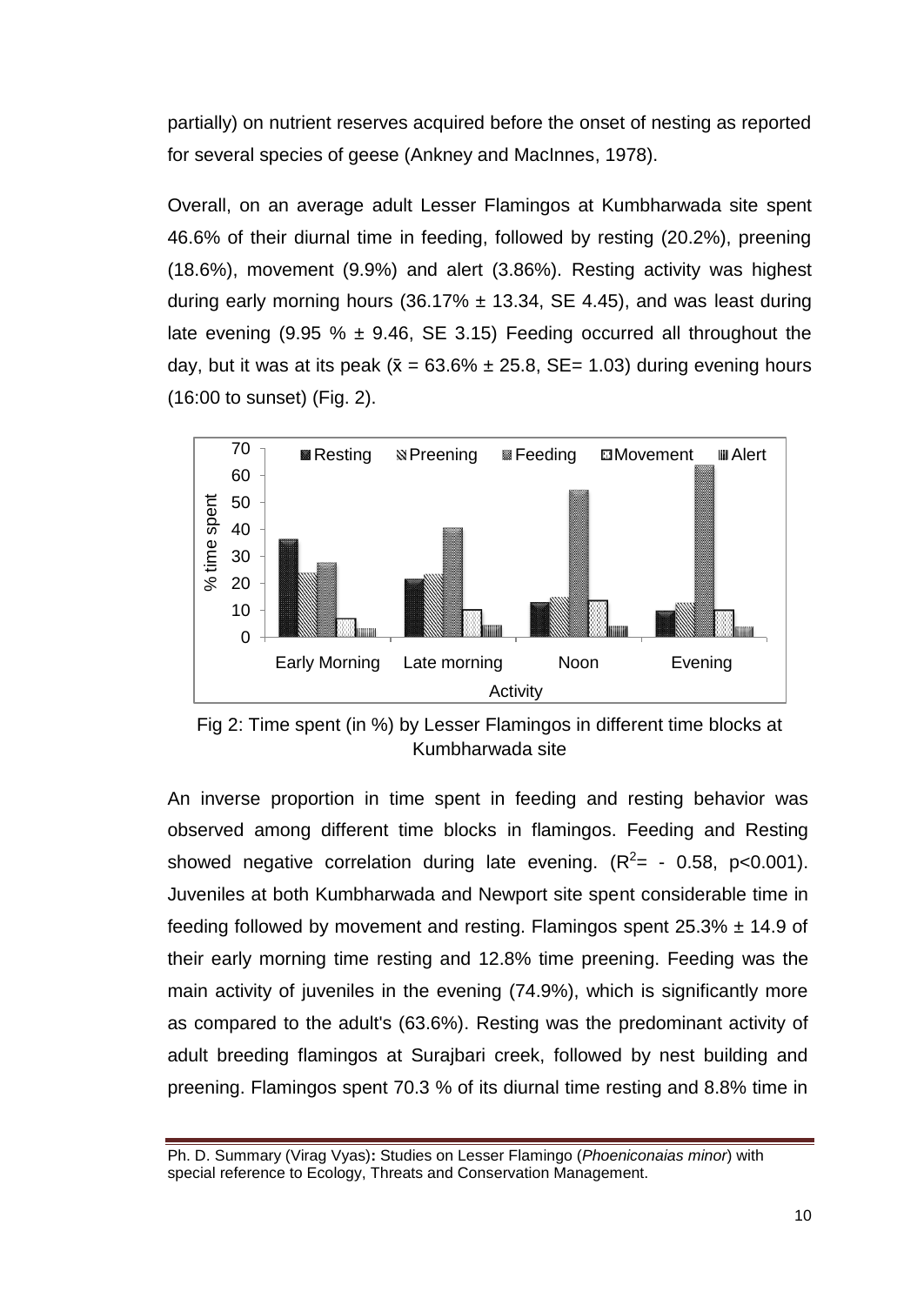partially) on nutrient reserves acquired before the onset of nesting as reported for several species of geese (Ankney and MacInnes, 1978).

Overall, on an average adult Lesser Flamingos at Kumbharwada site spent 46.6% of their diurnal time in feeding, followed by resting (20.2%), preening (18.6%), movement (9.9%) and alert (3.86%). Resting activity was highest during early morning hours (36.17% ± 13.34, SE 4.45), and was least during late evening (9.95 % ± 9.46, SE 3.15) Feeding occurred all throughout the day, but it was at its peak ($\bar{x}$ = 63.6% ± 25.8, SE= 1.03) during evening hours (16:00 to sunset) (Fig. 2).

Fig 2: Time spent (in %) by Lesser Flamingos in different time blocks at Kumbharwada site

An inverse proportion in time spent in feeding and resting behavior was observed among different time blocks in flamingos. Feeding and Resting showed negative correlation during late evening. ($R^2$= - 0.58, $p<0.001$). Juveniles at both Kumbharwada and Newport site spent considerable time in feeding followed by movement and resting. Flamingos spent 25.3% ± 14.9 of their early morning time resting and 12.8% time preening. Feeding was the main activity of juveniles in the evening (74.9%), which is significantly more as compared to the adult's (63.6%). Resting was the predominant activity of adult breeding flamingos at Surajbari creek, followed by nest building and preening. Flamingos spent 70.3 % of its diurnal time resting and 8.8% time in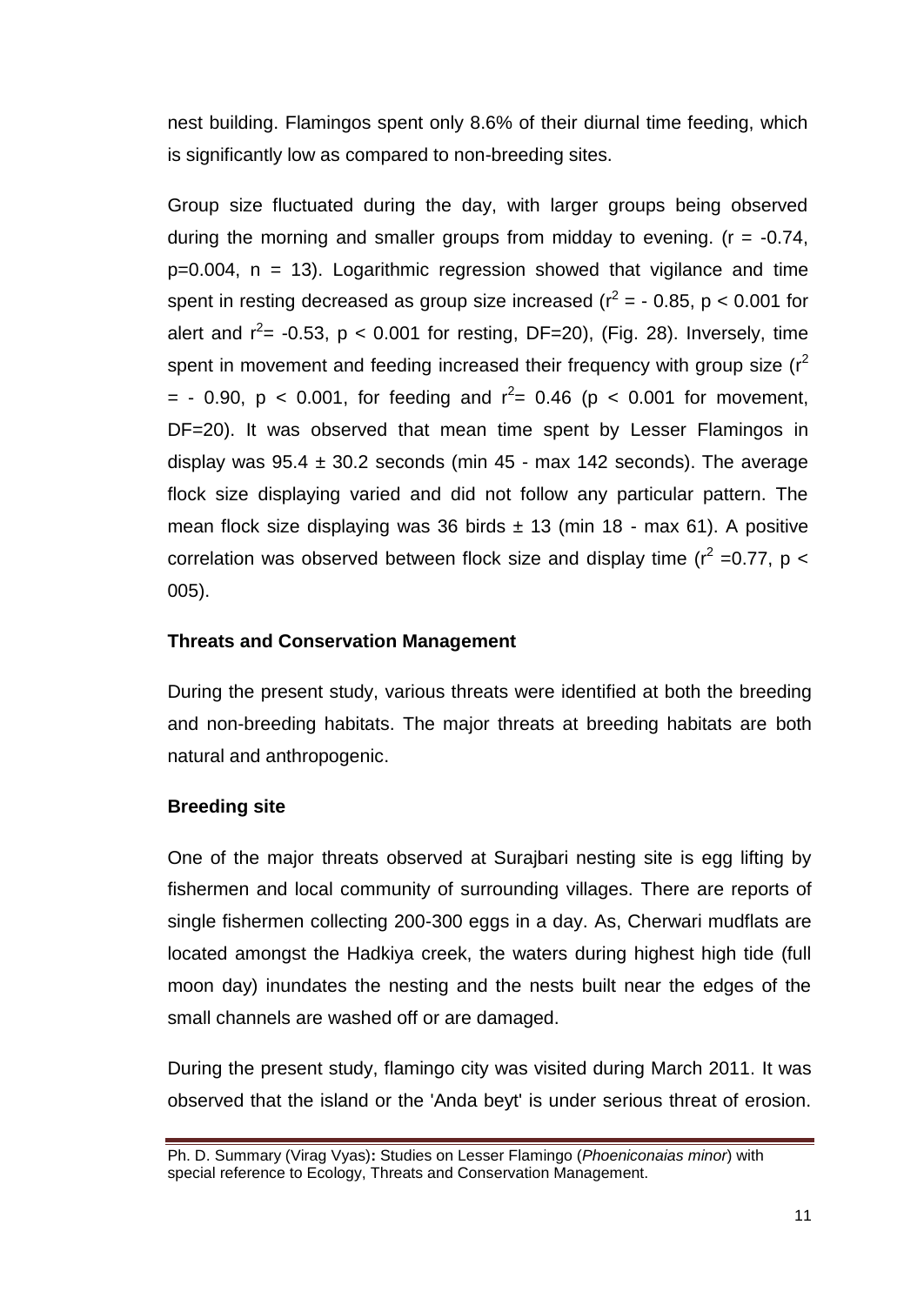nest building. Flamingos spent only 8.6% of their diurnal time feeding, which is significantly low as compared to non-breeding sites.

Group size fluctuated during the day, with larger groups being observed during the morning and smaller groups from midday to evening. ($r = -0.74$, $p=0.004$, $n = 13$). Logarithmic regression showed that vigilance and time spent in resting decreased as group size increased ($r^2 = -0.85$, $p < 0.001$ for alert and $r^2 = -0.53$, $p < 0.001$ for resting, DF=20), (Fig. 28). Inversely, time spent in movement and feeding increased their frequency with group size ($r^2 = -0.90$, $p < 0.001$, for feeding and $r^2 = 0.46$ ($p < 0.001$ for movement, DF=20). It was observed that mean time spent by Lesser Flamingos in display was $95.4 \pm 30.2$ seconds (min 45 - max 142 seconds). The average flock size displaying varied and did not follow any particular pattern. The mean flock size displaying was 36 birds $\pm$ 13 (min 18 - max 61). A positive correlation was observed between flock size and display time ($r^2 = 0.77$, $p <$ 005).

### Threats and Conservation Management

During the present study, various threats were identified at both the breeding and non-breeding habitats. The major threats at breeding habitats are both natural and anthropogenic.

### Breeding site

One of the major threats observed at Surajbari nesting site is egg lifting by fishermen and local community of surrounding villages. There are reports of single fishermen collecting 200-300 eggs in a day. As, Cherwari mudflats are located amongst the Hadkiya creek, the waters during highest high tide (full moon day) inundates the nesting and the nests built near the edges of the small channels are washed off or are damaged.

During the present study, flamingo city was visited during March 2011. It was observed that the island or the 'Anda beyt' is under serious threat of erosion.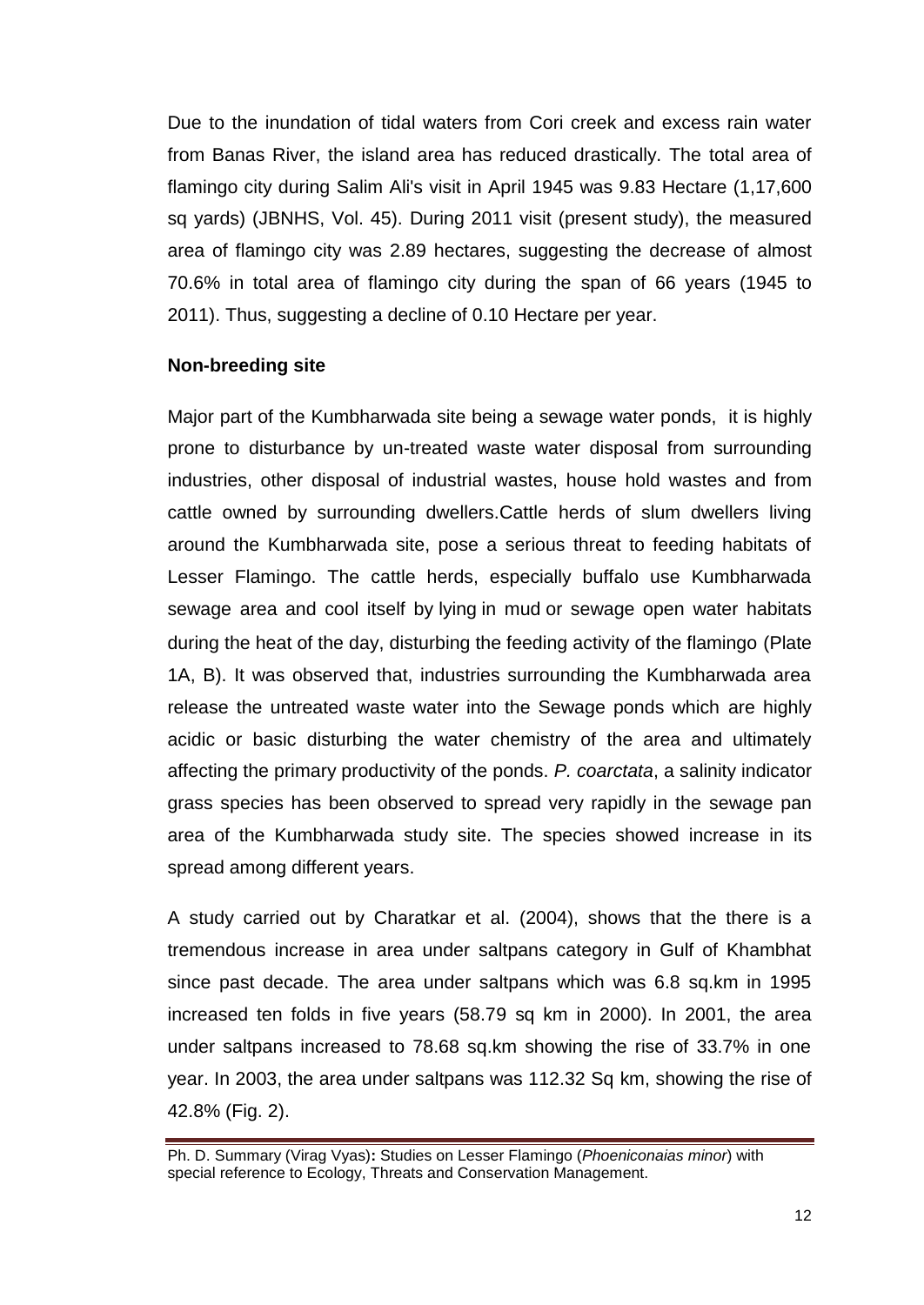Due to the inundation of tidal waters from Cori creek and excess rain water from Banas River, the island area has reduced drastically. The total area of flamingo city during Salim Ali's visit in April 1945 was 9.83 Hectare (1,17,600 sq yards) (JBNHS, Vol. 45). During 2011 visit (present study), the measured area of flamingo city was 2.89 hectares, suggesting the decrease of almost 70.6% in total area of flamingo city during the span of 66 years (1945 to 2011). Thus, suggesting a decline of 0.10 Hectare per year.

**Non-breeding site**

Major part of the Kumbharwada site being a sewage water ponds, it is highly prone to disturbance by un-treated waste water disposal from surrounding industries, other disposal of industrial wastes, house hold wastes and from cattle owned by surrounding dwellers.Cattle herds of slum dwellers living around the Kumbharwada site, pose a serious threat to feeding habitats of Lesser Flamingo. The cattle herds, especially buffalo use Kumbharwada sewage area and cool itself by lying in mud or sewage open water habitats during the heat of the day, disturbing the feeding activity of the flamingo (Plate 1A, B). It was observed that, industries surrounding the Kumbharwada area release the untreated waste water into the Sewage ponds which are highly acidic or basic disturbing the water chemistry of the area and ultimately affecting the primary productivity of the ponds. *P. coarctata*, a salinity indicator grass species has been observed to spread very rapidly in the sewage pan area of the Kumbharwada study site. The species showed increase in its spread among different years.

A study carried out by Charatkar et al. (2004), shows that the there is a tremendous increase in area under saltpans category in Gulf of Khambhat since past decade. The area under saltpans which was 6.8 sq.km in 1995 increased ten folds in five years (58.79 sq km in 2000). In 2001, the area under saltpans increased to 78.68 sq.km showing the rise of 33.7% in one year. In 2003, the area under saltpans was 112.32 Sq km, showing the rise of 42.8% (Fig. 2).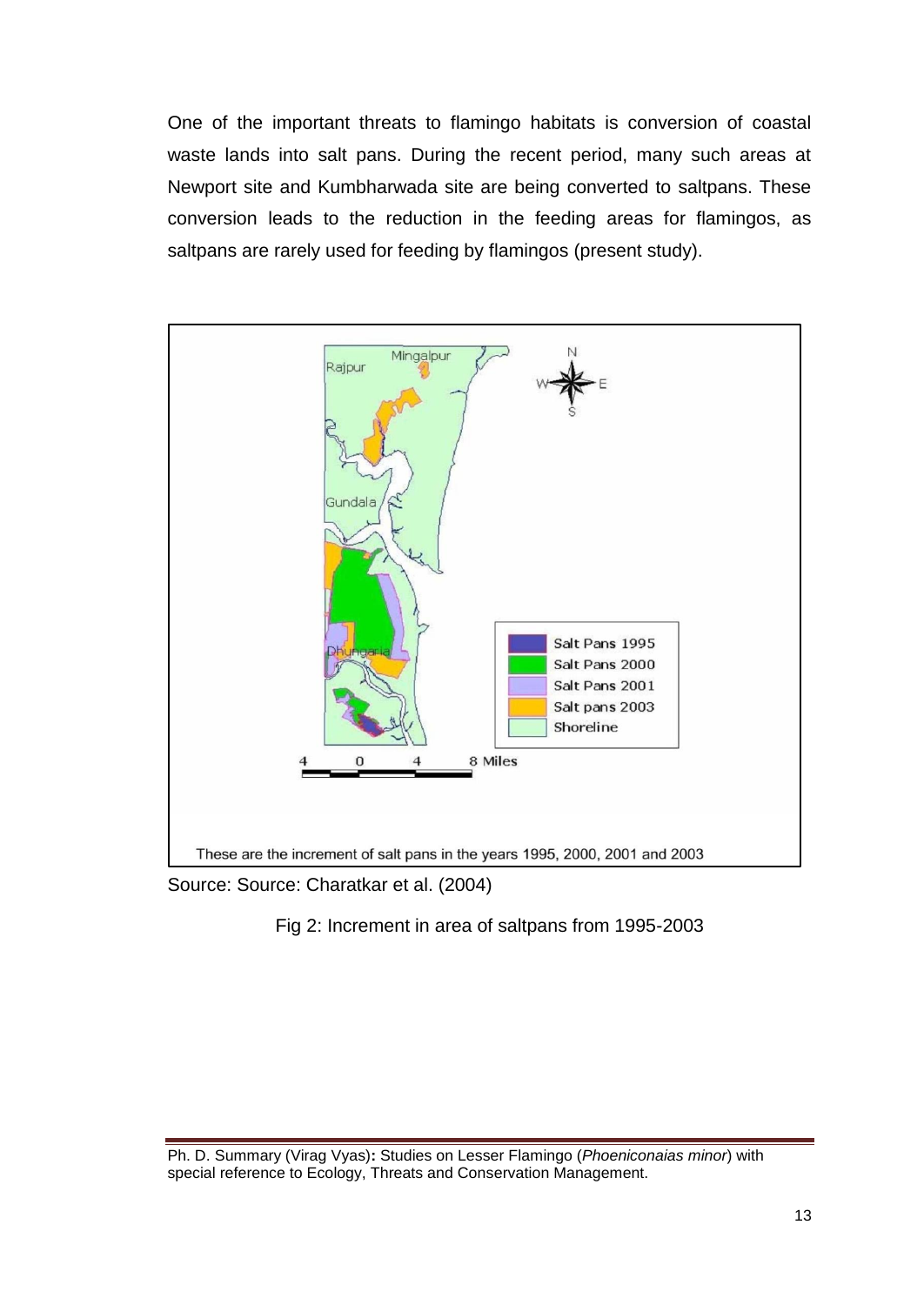One of the important threats to flamingo habitats is conversion of coastal waste lands into salt pans. During the recent period, many such areas at Newport site and Kumbharwada site are being converted to saltpans. These conversion leads to the reduction in the feeding areas for flamingos, as saltpans are rarely used for feeding by flamingos (present study).

These are the increment of salt pans in the years 1995, 2000, 2001 and 2003

Source: Source: Charatkar et al. (2004)

Fig 2: Increment in area of saltpans from 1995-2003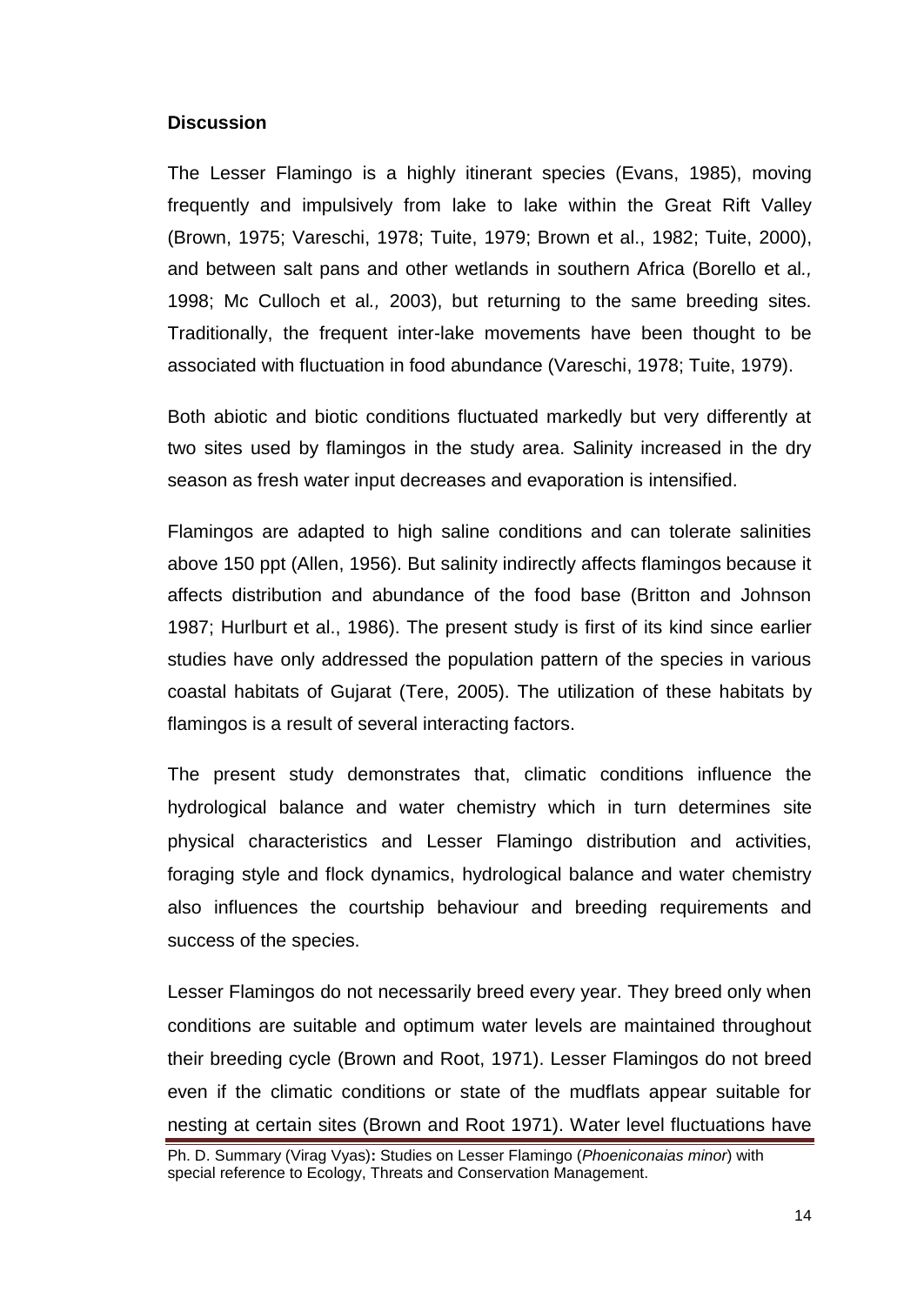**Discussion**

The Lesser Flamingo is a highly itinerant species (Evans, 1985), moving frequently and impulsively from lake to lake within the Great Rift Valley (Brown, 1975; Vareschi, 1978; Tuite, 1979; Brown et al., 1982; Tuite, 2000), and between salt pans and other wetlands in southern Africa (Borello et al*.,* 1998; Mc Culloch et al*.,* 2003), but returning to the same breeding sites. Traditionally, the frequent inter-lake movements have been thought to be associated with fluctuation in food abundance (Vareschi, 1978; Tuite, 1979).

Both abiotic and biotic conditions fluctuated markedly but very differently at two sites used by flamingos in the study area. Salinity increased in the dry season as fresh water input decreases and evaporation is intensified.

Flamingos are adapted to high saline conditions and can tolerate salinities above 150 ppt (Allen, 1956). But salinity indirectly affects flamingos because it affects distribution and abundance of the food base (Britton and Johnson 1987; Hurlburt et al., 1986). The present study is first of its kind since earlier studies have only addressed the population pattern of the species in various coastal habitats of Gujarat (Tere, 2005). The utilization of these habitats by flamingos is a result of several interacting factors.

The present study demonstrates that, climatic conditions influence the hydrological balance and water chemistry which in turn determines site physical characteristics and Lesser Flamingo distribution and activities, foraging style and flock dynamics, hydrological balance and water chemistry also influences the courtship behaviour and breeding requirements and success of the species.

Lesser Flamingos do not necessarily breed every year. They breed only when conditions are suitable and optimum water levels are maintained throughout their breeding cycle (Brown and Root, 1971). Lesser Flamingos do not breed even if the climatic conditions or state of the mudflats appear suitable for nesting at certain sites (Brown and Root 1971). Water level fluctuations have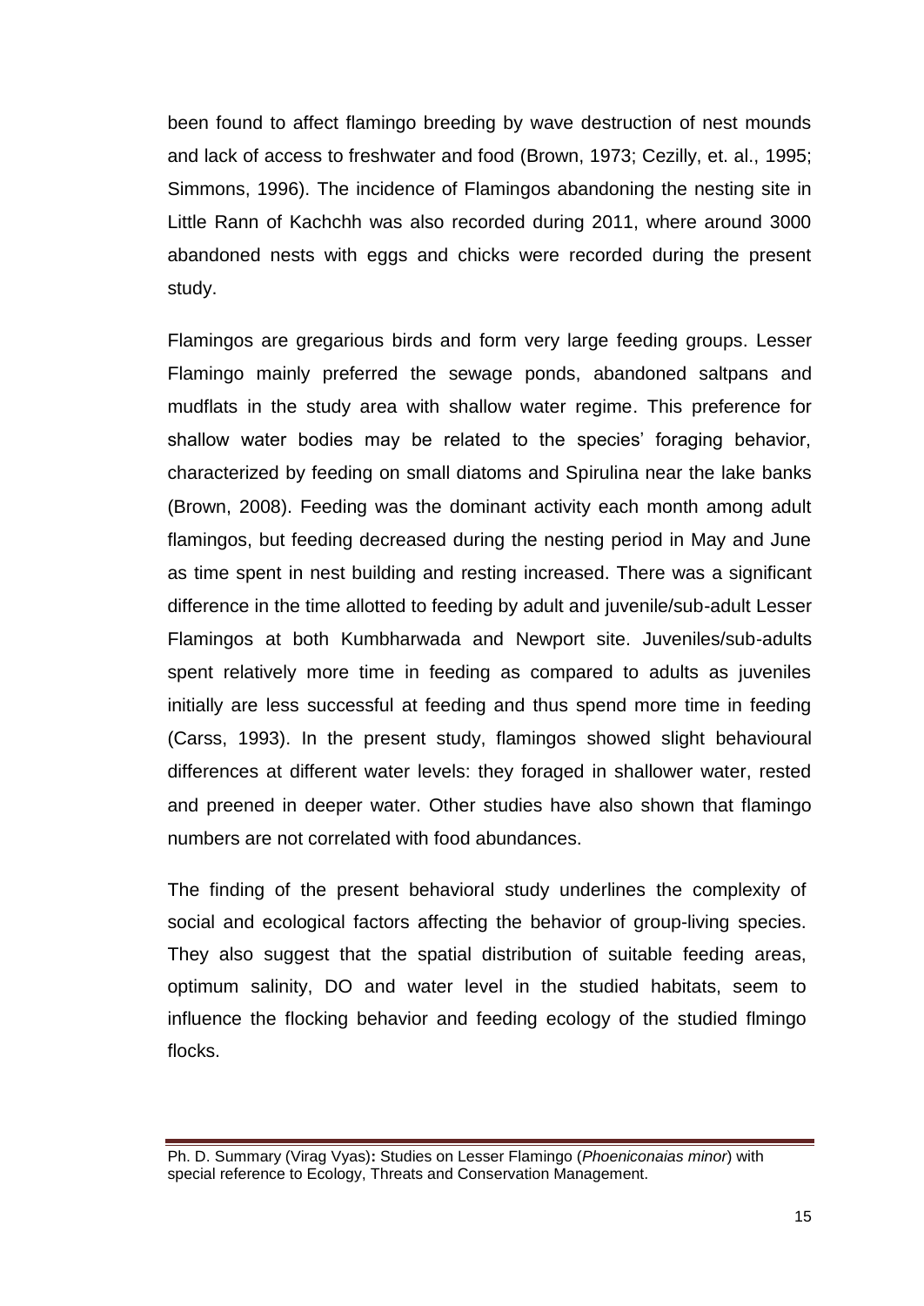been found to affect flamingo breeding by wave destruction of nest mounds and lack of access to freshwater and food (Brown, 1973; Cezilly, et. al., 1995; Simmons, 1996). The incidence of Flamingos abandoning the nesting site in Little Rann of Kachchh was also recorded during 2011, where around 3000 abandoned nests with eggs and chicks were recorded during the present study.

Flamingos are gregarious birds and form very large feeding groups. Lesser Flamingo mainly preferred the sewage ponds, abandoned saltpans and mudflats in the study area with shallow water regime. This preference for shallow water bodies may be related to the species' foraging behavior, characterized by feeding on small diatoms and Spirulina near the lake banks (Brown, 2008). Feeding was the dominant activity each month among adult flamingos, but feeding decreased during the nesting period in May and June as time spent in nest building and resting increased. There was a significant difference in the time allotted to feeding by adult and juvenile/sub-adult Lesser Flamingos at both Kumbharwada and Newport site. Juveniles/sub-adults spent relatively more time in feeding as compared to adults as juveniles initially are less successful at feeding and thus spend more time in feeding (Carss, 1993). In the present study, flamingos showed slight behavioural differences at different water levels: they foraged in shallower water, rested and preened in deeper water. Other studies have also shown that flamingo numbers are not correlated with food abundances.

The finding of the present behavioral study underlines the complexity of social and ecological factors affecting the behavior of group-living species. They also suggest that the spatial distribution of suitable feeding areas, optimum salinity, DO and water level in the studied habitats, seem to influence the flocking behavior and feeding ecology of the studied flmingo flocks.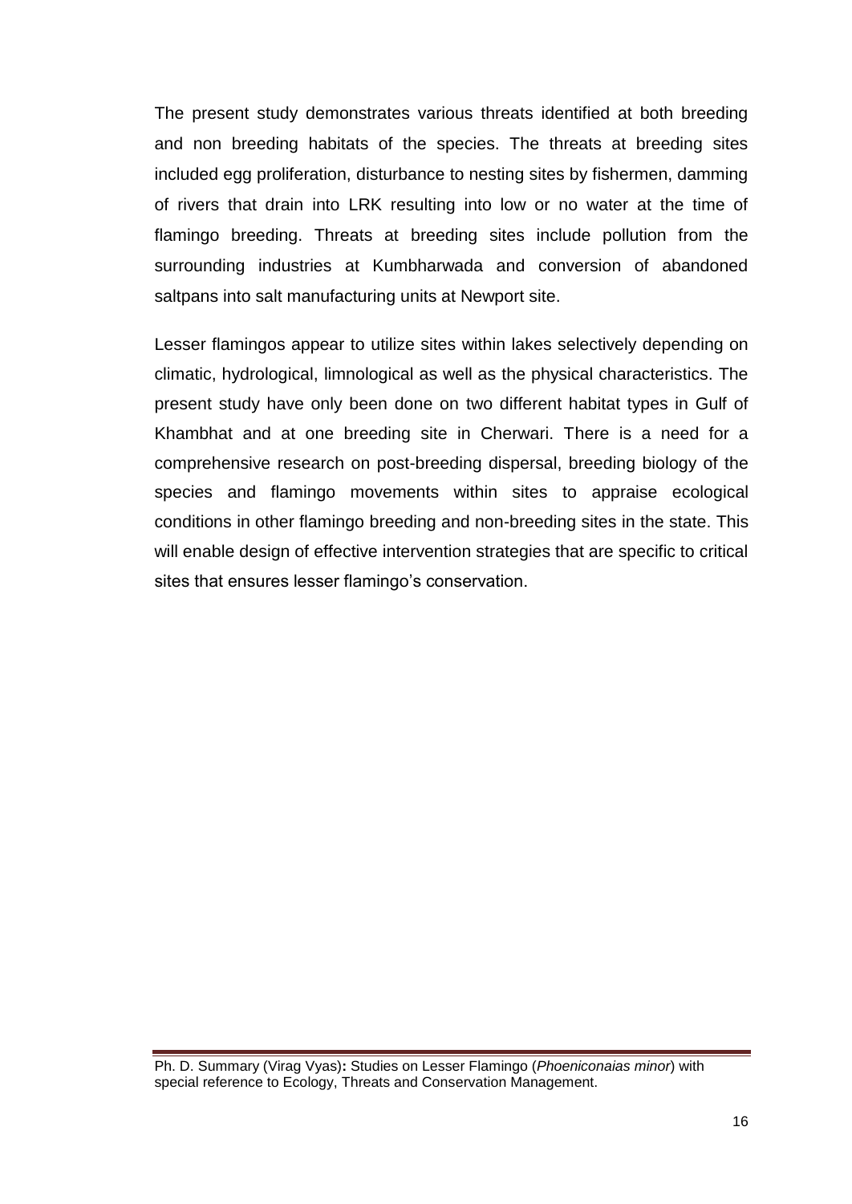The present study demonstrates various threats identified at both breeding and non breeding habitats of the species. The threats at breeding sites included egg proliferation, disturbance to nesting sites by fishermen, damming of rivers that drain into LRK resulting into low or no water at the time of flamingo breeding. Threats at breeding sites include pollution from the surrounding industries at Kumbharwada and conversion of abandoned saltpans into salt manufacturing units at Newport site.

Lesser flamingos appear to utilize sites within lakes selectively depending on climatic, hydrological, limnological as well as the physical characteristics. The present study have only been done on two different habitat types in Gulf of Khambhat and at one breeding site in Cherwari. There is a need for a comprehensive research on post-breeding dispersal, breeding biology of the species and flamingo movements within sites to appraise ecological conditions in other flamingo breeding and non-breeding sites in the state. This will enable design of effective intervention strategies that are specific to critical sites that ensures lesser flamingo's conservation.